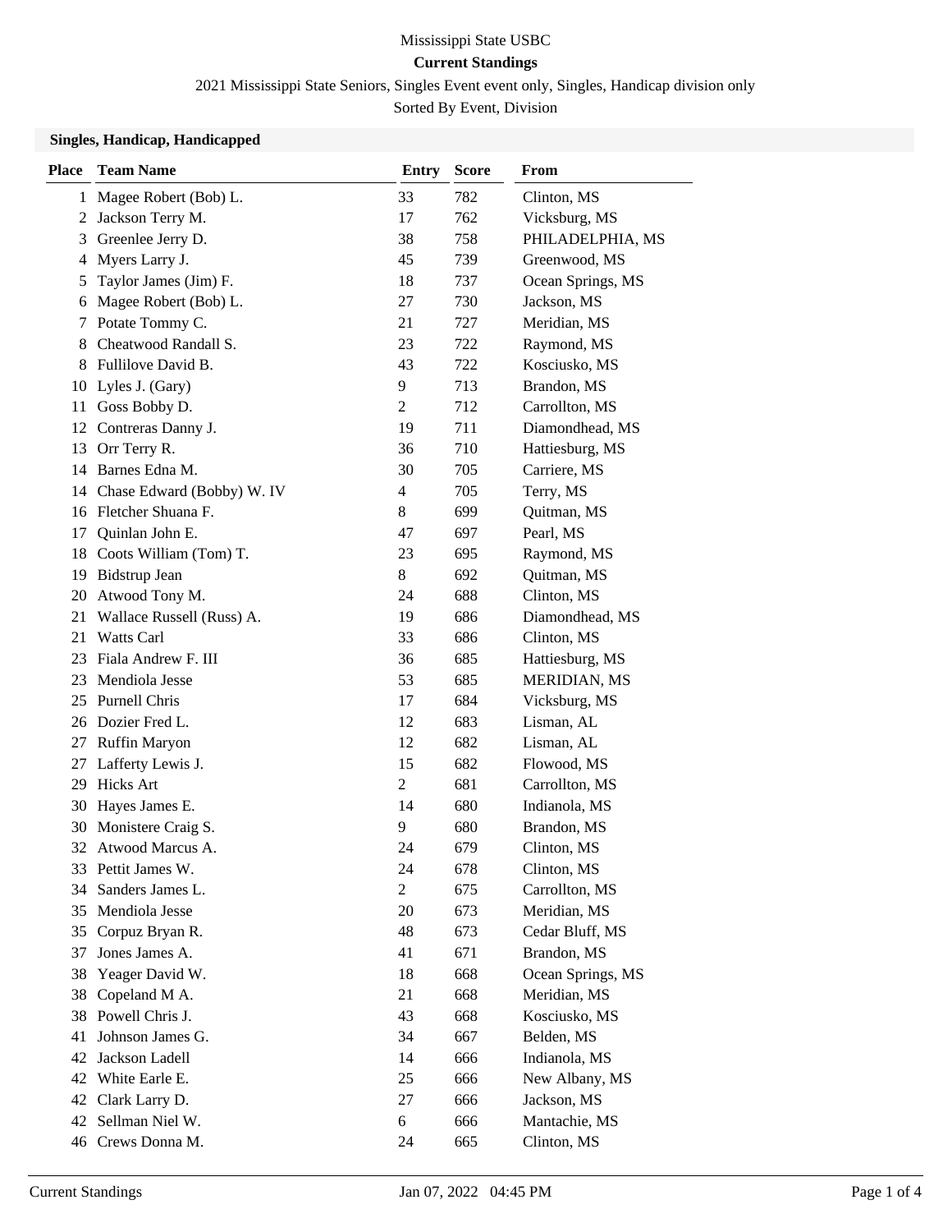Mississippi State USBC

**Current Standings**

2021 Mississippi State Seniors, Singles Event event only, Singles, Handicap division only

Sorted By Event, Division

### Singles, Handicap, Handicapped

| Place | Team Name | Entry | Score | From |
|---|---|---|---|---|
| 1 | Magee Robert (Bob) L. | 33 | 782 | Clinton, MS |
| 2 | Jackson Terry M. | 17 | 762 | Vicksburg, MS |
| 3 | Greenlee Jerry D. | 38 | 758 | PHILADELPHIA, MS |
| 4 | Myers Larry J. | 45 | 739 | Greenwood, MS |
| 5 | Taylor James (Jim) F. | 18 | 737 | Ocean Springs, MS |
| 6 | Magee Robert (Bob) L. | 27 | 730 | Jackson, MS |
| 7 | Potate Tommy C. | 21 | 727 | Meridian, MS |
| 8 | Cheatwood Randall S. | 23 | 722 | Raymond, MS |
| 8 | Fullilove David B. | 43 | 722 | Kosciusko, MS |
| 10 | Lyles J. (Gary) | 9 | 713 | Brandon, MS |
| 11 | Goss Bobby D. | 2 | 712 | Carrollton, MS |
| 12 | Contreras Danny J. | 19 | 711 | Diamondhead, MS |
| 13 | Orr Terry R. | 36 | 710 | Hattiesburg, MS |
| 14 | Barnes Edna M. | 30 | 705 | Carriere, MS |
| 14 | Chase Edward (Bobby) W. IV | 4 | 705 | Terry, MS |
| 16 | Fletcher Shuana F. | 8 | 699 | Quitman, MS |
| 17 | Quinlan John E. | 47 | 697 | Pearl, MS |
| 18 | Coots William (Tom) T. | 23 | 695 | Raymond, MS |
| 19 | Bidstrup Jean | 8 | 692 | Quitman, MS |
| 20 | Atwood Tony M. | 24 | 688 | Clinton, MS |
| 21 | Wallace Russell (Russ) A. | 19 | 686 | Diamondhead, MS |
| 21 | Watts Carl | 33 | 686 | Clinton, MS |
| 23 | Fiala Andrew F. III | 36 | 685 | Hattiesburg, MS |
| 23 | Mendiola Jesse | 53 | 685 | MERIDIAN, MS |
| 25 | Purnell Chris | 17 | 684 | Vicksburg, MS |
| 26 | Dozier Fred L. | 12 | 683 | Lisman, AL |
| 27 | Ruffin Maryon | 12 | 682 | Lisman, AL |
| 27 | Lafferty Lewis J. | 15 | 682 | Flowood, MS |
| 29 | Hicks Art | 2 | 681 | Carrollton, MS |
| 30 | Hayes James E. | 14 | 680 | Indianola, MS |
| 30 | Monistere Craig S. | 9 | 680 | Brandon, MS |
| 32 | Atwood Marcus A. | 24 | 679 | Clinton, MS |
| 33 | Pettit James W. | 24 | 678 | Clinton, MS |
| 34 | Sanders James L. | 2 | 675 | Carrollton, MS |
| 35 | Mendiola Jesse | 20 | 673 | Meridian, MS |
| 35 | Corpuz Bryan R. | 48 | 673 | Cedar Bluff, MS |
| 37 | Jones James A. | 41 | 671 | Brandon, MS |
| 38 | Yeager David W. | 18 | 668 | Ocean Springs, MS |
| 38 | Copeland M A. | 21 | 668 | Meridian, MS |
| 38 | Powell Chris J. | 43 | 668 | Kosciusko, MS |
| 41 | Johnson James G. | 34 | 667 | Belden, MS |
| 42 | Jackson Ladell | 14 | 666 | Indianola, MS |
| 42 | White Earle E. | 25 | 666 | New Albany, MS |
| 42 | Clark Larry D. | 27 | 666 | Jackson, MS |
| 42 | Sellman Niel W. | 6 | 666 | Mantachie, MS |
| 46 | Crews Donna M. | 24 | 665 | Clinton, MS |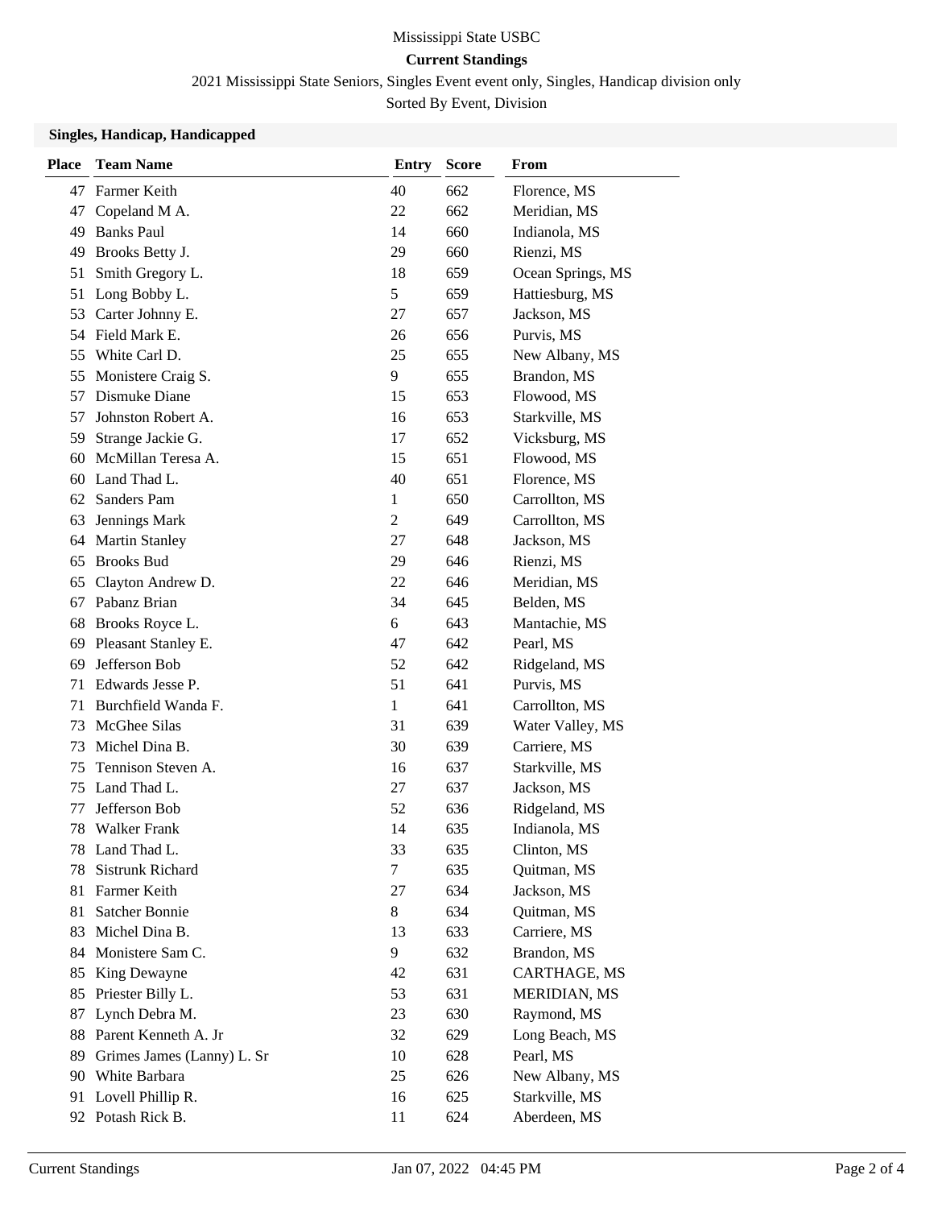Mississippi State USBC

**Current Standings**

2021 Mississippi State Seniors, Singles Event event only, Singles, Handicap division only

Sorted By Event, Division

### Singles, Handicap, Handicapped

| Place | Team Name | Entry | Score | From |
|---|---|---|---|---|
| 47 | Farmer Keith | 40 | 662 | Florence, MS |
| 47 | Copeland M A. | 22 | 662 | Meridian, MS |
| 49 | Banks Paul | 14 | 660 | Indianola, MS |
| 49 | Brooks Betty J. | 29 | 660 | Rienzi, MS |
| 51 | Smith Gregory L. | 18 | 659 | Ocean Springs, MS |
| 51 | Long Bobby L. | 5 | 659 | Hattiesburg, MS |
| 53 | Carter Johnny E. | 27 | 657 | Jackson, MS |
| 54 | Field Mark E. | 26 | 656 | Purvis, MS |
| 55 | White Carl D. | 25 | 655 | New Albany, MS |
| 55 | Monistere Craig S. | 9 | 655 | Brandon, MS |
| 57 | Dismuke Diane | 15 | 653 | Flowood, MS |
| 57 | Johnston Robert A. | 16 | 653 | Starkville, MS |
| 59 | Strange Jackie G. | 17 | 652 | Vicksburg, MS |
| 60 | McMillan Teresa A. | 15 | 651 | Flowood, MS |
| 60 | Land Thad L. | 40 | 651 | Florence, MS |
| 62 | Sanders Pam | 1 | 650 | Carrollton, MS |
| 63 | Jennings Mark | 2 | 649 | Carrollton, MS |
| 64 | Martin Stanley | 27 | 648 | Jackson, MS |
| 65 | Brooks Bud | 29 | 646 | Rienzi, MS |
| 65 | Clayton Andrew D. | 22 | 646 | Meridian, MS |
| 67 | Pabanz Brian | 34 | 645 | Belden, MS |
| 68 | Brooks Royce L. | 6 | 643 | Mantachie, MS |
| 69 | Pleasant Stanley E. | 47 | 642 | Pearl, MS |
| 69 | Jefferson Bob | 52 | 642 | Ridgeland, MS |
| 71 | Edwards Jesse P. | 51 | 641 | Purvis, MS |
| 71 | Burchfield Wanda F. | 1 | 641 | Carrollton, MS |
| 73 | McGhee Silas | 31 | 639 | Water Valley, MS |
| 73 | Michel Dina B. | 30 | 639 | Carriere, MS |
| 75 | Tennison Steven A. | 16 | 637 | Starkville, MS |
| 75 | Land Thad L. | 27 | 637 | Jackson, MS |
| 77 | Jefferson Bob | 52 | 636 | Ridgeland, MS |
| 78 | Walker Frank | 14 | 635 | Indianola, MS |
| 78 | Land Thad L. | 33 | 635 | Clinton, MS |
| 78 | Sistrunk Richard | 7 | 635 | Quitman, MS |
| 81 | Farmer Keith | 27 | 634 | Jackson, MS |
| 81 | Satcher Bonnie | 8 | 634 | Quitman, MS |
| 83 | Michel Dina B. | 13 | 633 | Carriere, MS |
| 84 | Monistere Sam C. | 9 | 632 | Brandon, MS |
| 85 | King Dewayne | 42 | 631 | CARTHAGE, MS |
| 85 | Priester Billy L. | 53 | 631 | MERIDIAN, MS |
| 87 | Lynch Debra M. | 23 | 630 | Raymond, MS |
| 88 | Parent Kenneth A. Jr | 32 | 629 | Long Beach, MS |
| 89 | Grimes James (Lanny) L. Sr | 10 | 628 | Pearl, MS |
| 90 | White Barbara | 25 | 626 | New Albany, MS |
| 91 | Lovell Phillip R. | 16 | 625 | Starkville, MS |
| 92 | Potash Rick B. | 11 | 624 | Aberdeen, MS |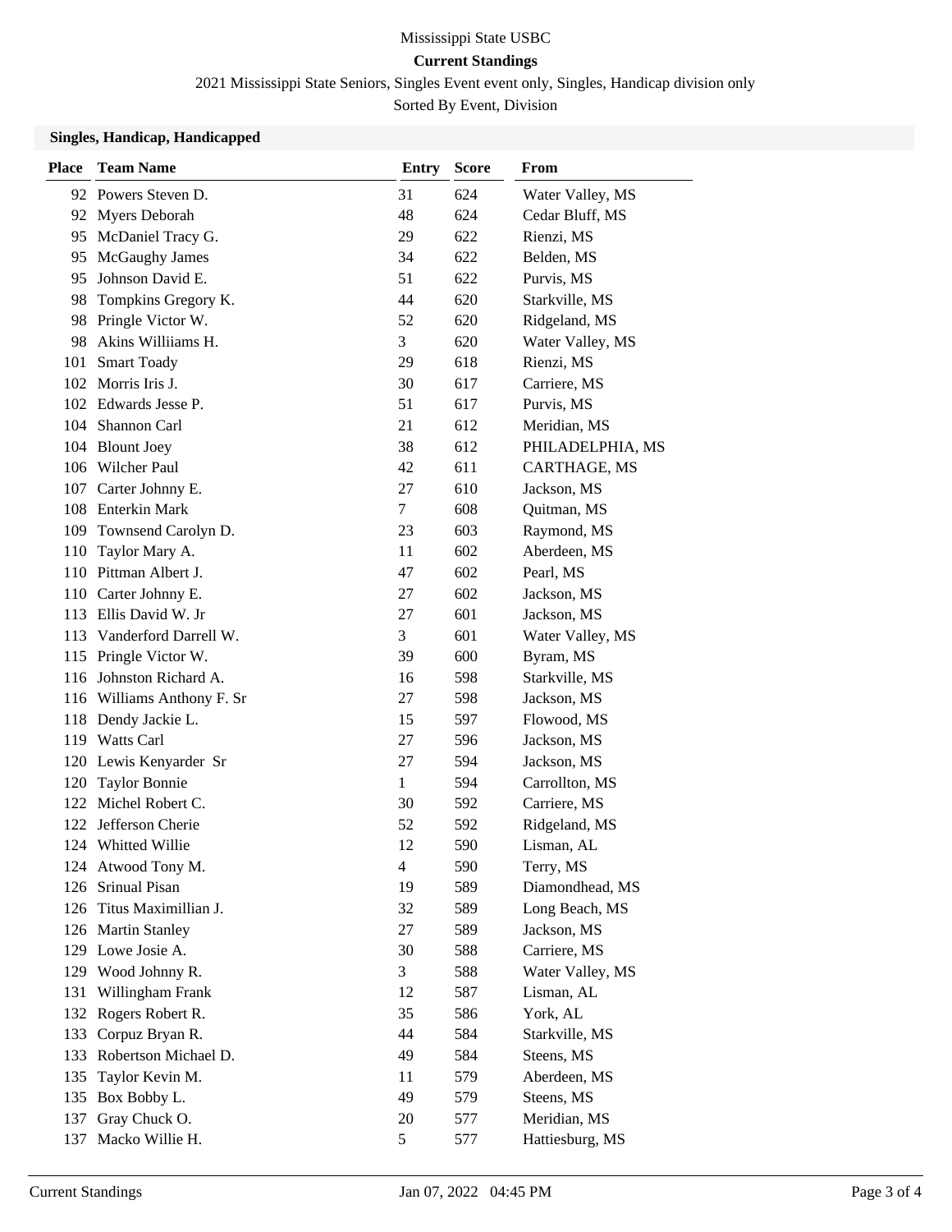Mississippi State USBC

**Current Standings**

2021 Mississippi State Seniors, Singles Event event only, Singles, Handicap division only

Sorted By Event, Division

**Singles, Handicap, Handicapped**

| Place | Team Name | Entry | Score | From |
|---|---|---|---|---|
| 92 | Powers Steven D. | 31 | 624 | Water Valley, MS |
| 92 | Myers Deborah | 48 | 624 | Cedar Bluff, MS |
| 95 | McDaniel Tracy G. | 29 | 622 | Rienzi, MS |
| 95 | McGaughy James | 34 | 622 | Belden, MS |
| 95 | Johnson David E. | 51 | 622 | Purvis, MS |
| 98 | Tompkins Gregory K. | 44 | 620 | Starkville, MS |
| 98 | Pringle Victor W. | 52 | 620 | Ridgeland, MS |
| 98 | Akins Williiams H. | 3 | 620 | Water Valley, MS |
| 101 | Smart Toady | 29 | 618 | Rienzi, MS |
| 102 | Morris Iris J. | 30 | 617 | Carriere, MS |
| 102 | Edwards Jesse P. | 51 | 617 | Purvis, MS |
| 104 | Shannon Carl | 21 | 612 | Meridian, MS |
| 104 | Blount Joey | 38 | 612 | PHILADELPHIA, MS |
| 106 | Wilcher Paul | 42 | 611 | CARTHAGE, MS |
| 107 | Carter Johnny E. | 27 | 610 | Jackson, MS |
| 108 | Enterkin Mark | 7 | 608 | Quitman, MS |
| 109 | Townsend Carolyn D. | 23 | 603 | Raymond, MS |
| 110 | Taylor Mary A. | 11 | 602 | Aberdeen, MS |
| 110 | Pittman Albert J. | 47 | 602 | Pearl, MS |
| 110 | Carter Johnny E. | 27 | 602 | Jackson, MS |
| 113 | Ellis David W. Jr | 27 | 601 | Jackson, MS |
| 113 | Vanderford Darrell W. | 3 | 601 | Water Valley, MS |
| 115 | Pringle Victor W. | 39 | 600 | Byram, MS |
| 116 | Johnston Richard A. | 16 | 598 | Starkville, MS |
| 116 | Williams Anthony F. Sr | 27 | 598 | Jackson, MS |
| 118 | Dendy Jackie L. | 15 | 597 | Flowood, MS |
| 119 | Watts Carl | 27 | 596 | Jackson, MS |
| 120 | Lewis Kenyarder Sr | 27 | 594 | Jackson, MS |
| 120 | Taylor Bonnie | 1 | 594 | Carrollton, MS |
| 122 | Michel Robert C. | 30 | 592 | Carriere, MS |
| 122 | Jefferson Cherie | 52 | 592 | Ridgeland, MS |
| 124 | Whitted Willie | 12 | 590 | Lisman, AL |
| 124 | Atwood Tony M. | 4 | 590 | Terry, MS |
| 126 | Srinual Pisan | 19 | 589 | Diamondhead, MS |
| 126 | Titus Maximillian J. | 32 | 589 | Long Beach, MS |
| 126 | Martin Stanley | 27 | 589 | Jackson, MS |
| 129 | Lowe Josie A. | 30 | 588 | Carriere, MS |
| 129 | Wood Johnny R. | 3 | 588 | Water Valley, MS |
| 131 | Willingham Frank | 12 | 587 | Lisman, AL |
| 132 | Rogers Robert R. | 35 | 586 | York, AL |
| 133 | Corpuz Bryan R. | 44 | 584 | Starkville, MS |
| 133 | Robertson Michael D. | 49 | 584 | Steens, MS |
| 135 | Taylor Kevin M. | 11 | 579 | Aberdeen, MS |
| 135 | Box Bobby L. | 49 | 579 | Steens, MS |
| 137 | Gray Chuck O. | 20 | 577 | Meridian, MS |
| 137 | Macko Willie H. | 5 | 577 | Hattiesburg, MS |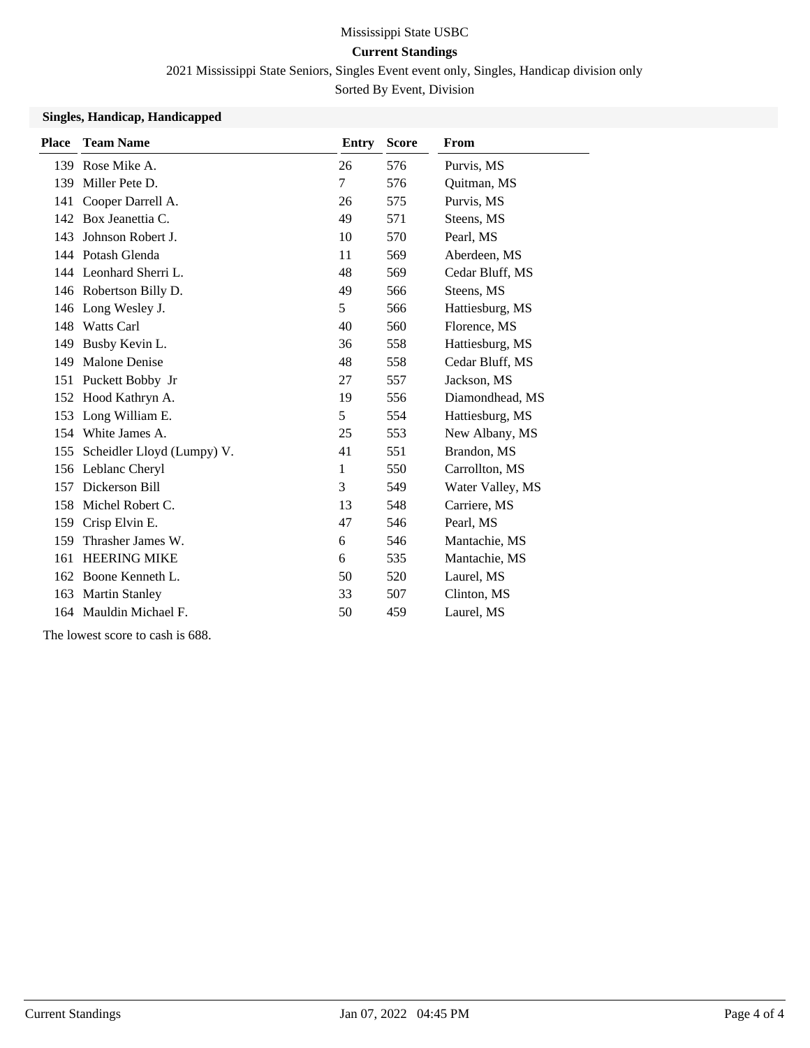Mississippi State USBC

**Current Standings**

2021 Mississippi State Seniors, Singles Event event only, Singles, Handicap division only

Sorted By Event, Division

**Singles, Handicap, Handicapped**

| Place | Team Name | Entry | Score | From |
|---|---|---|---|---|
| 139 | Rose Mike A. | 26 | 576 | Purvis, MS |
| 139 | Miller Pete D. | 7 | 576 | Quitman, MS |
| 141 | Cooper Darrell A. | 26 | 575 | Purvis, MS |
| 142 | Box Jeanettia C. | 49 | 571 | Steens, MS |
| 143 | Johnson Robert J. | 10 | 570 | Pearl, MS |
| 144 | Potash Glenda | 11 | 569 | Aberdeen, MS |
| 144 | Leonhard Sherri L. | 48 | 569 | Cedar Bluff, MS |
| 146 | Robertson Billy D. | 49 | 566 | Steens, MS |
| 146 | Long Wesley J. | 5 | 566 | Hattiesburg, MS |
| 148 | Watts Carl | 40 | 560 | Florence, MS |
| 149 | Busby Kevin L. | 36 | 558 | Hattiesburg, MS |
| 149 | Malone Denise | 48 | 558 | Cedar Bluff, MS |
| 151 | Puckett Bobby Jr | 27 | 557 | Jackson, MS |
| 152 | Hood Kathryn A. | 19 | 556 | Diamondhead, MS |
| 153 | Long William E. | 5 | 554 | Hattiesburg, MS |
| 154 | White James A. | 25 | 553 | New Albany, MS |
| 155 | Scheidler Lloyd (Lumpy) V. | 41 | 551 | Brandon, MS |
| 156 | Leblanc Cheryl | 1 | 550 | Carrollton, MS |
| 157 | Dickerson Bill | 3 | 549 | Water Valley, MS |
| 158 | Michel Robert C. | 13 | 548 | Carriere, MS |
| 159 | Crisp Elvin E. | 47 | 546 | Pearl, MS |
| 159 | Thrasher James W. | 6 | 546 | Mantachie, MS |
| 161 | HEERING MIKE | 6 | 535 | Mantachie, MS |
| 162 | Boone Kenneth L. | 50 | 520 | Laurel, MS |
| 163 | Martin Stanley | 33 | 507 | Clinton, MS |
| 164 | Mauldin Michael F. | 50 | 459 | Laurel, MS |

The lowest score to cash is 688.